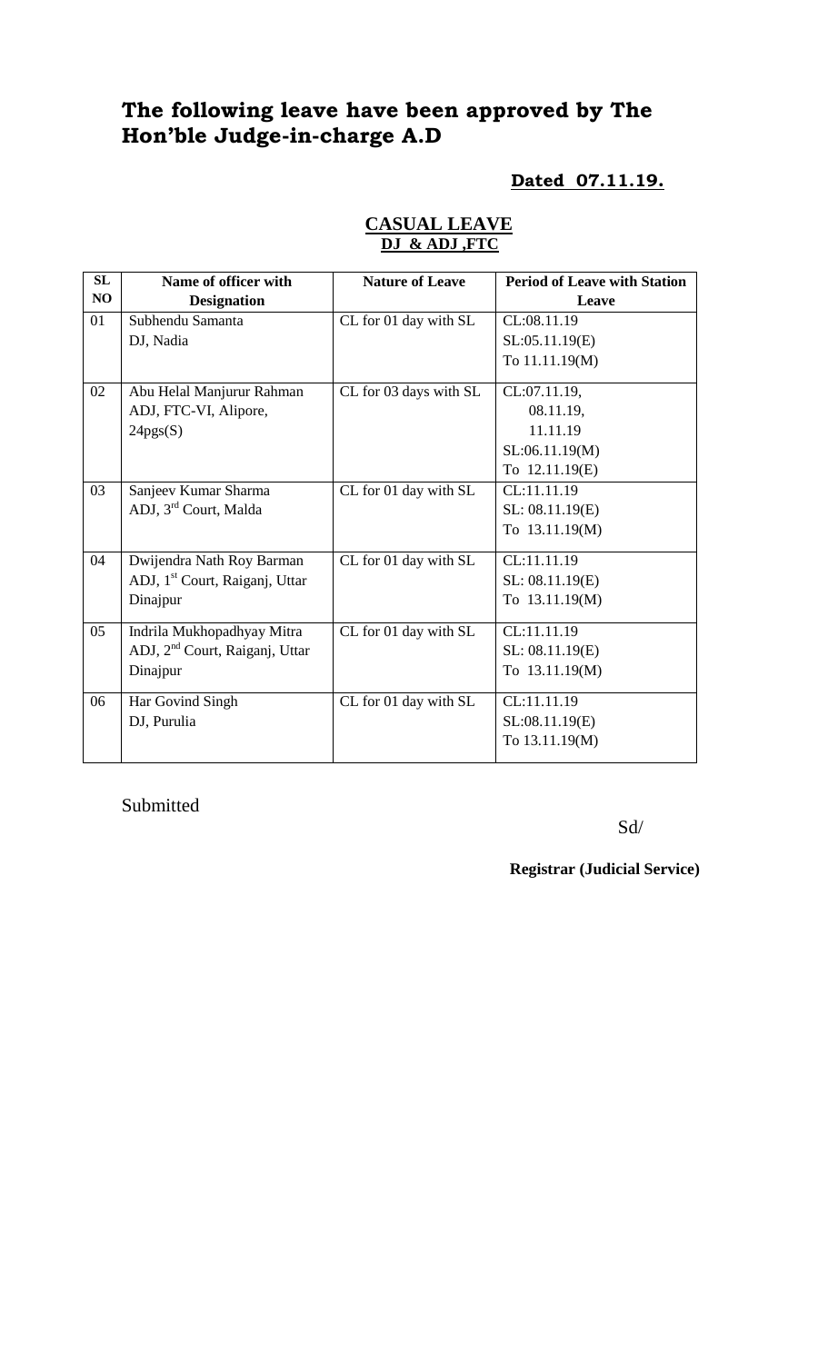# The following leave have been approved by The Hon'ble Judge-in-charge A.D

**Dated 07.11.19.**

## CASUAL LEAVE
**DJ & ADJ ,FTC**

| SL NO | Name of officer with Designation | Nature of Leave | Period of Leave with Station Leave |
|---|---|---|---|
| 01 | Subhendu Samanta<br>DJ, Nadia | CL for 01 day with SL | CL:08.11.19<br>SL:05.11.19(E)<br>To 11.11.19(M) |
| 02 | Abu Helal Manjurur Rahman<br>ADJ, FTC-VI, Alipore, 24pgs(S) | CL for 03 days with SL | CL:07.11.19,<br>08.11.19,<br>11.11.19<br>SL:06.11.19(M)<br>To 12.11.19(E) |
| 03 | Sanjeev Kumar Sharma<br>ADJ, 3rd Court, Malda | CL for 01 day with SL | CL:11.11.19<br>SL: 08.11.19(E)<br>To 13.11.19(M) |
| 04 | Dwijendra Nath Roy Barman<br>ADJ, 1st Court, Raiganj, Uttar Dinajpur | CL for 01 day with SL | CL:11.11.19<br>SL: 08.11.19(E)<br>To 13.11.19(M) |
| 05 | Indrila Mukhopadhyay Mitra<br>ADJ, 2nd Court, Raiganj, Uttar Dinajpur | CL for 01 day with SL | CL:11.11.19<br>SL: 08.11.19(E)<br>To 13.11.19(M) |
| 06 | Har Govind Singh<br>DJ, Purulia | CL for 01 day with SL | CL:11.11.19<br>SL:08.11.19(E)<br>To 13.11.19(M) |

Submitted

Sd/

**Registrar (Judicial Service)**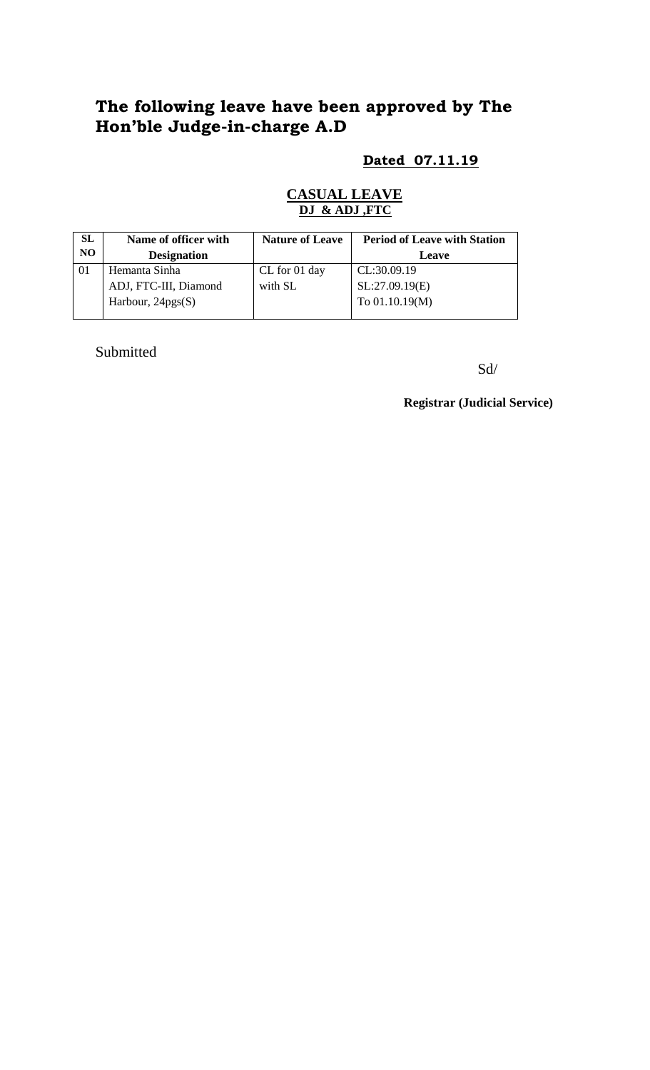# The following leave have been approved by The Hon'ble Judge-in-charge A.D

**Dated 07.11.19**

**CASUAL LEAVE**
**DJ & ADJ ,FTC**

| SL NO | Name of officer with Designation | Nature of Leave | Period of Leave with Station Leave |
|---|---|---|---|
| 01 | Hemanta Sinha ADJ, FTC-III, Diamond Harbour, 24pgs(S) | CL for 01 day with SL | CL:30.09.19 SL:27.09.19(E) To 01.10.19(M) |

Submitted

Sd/

**Registrar (Judicial Service)**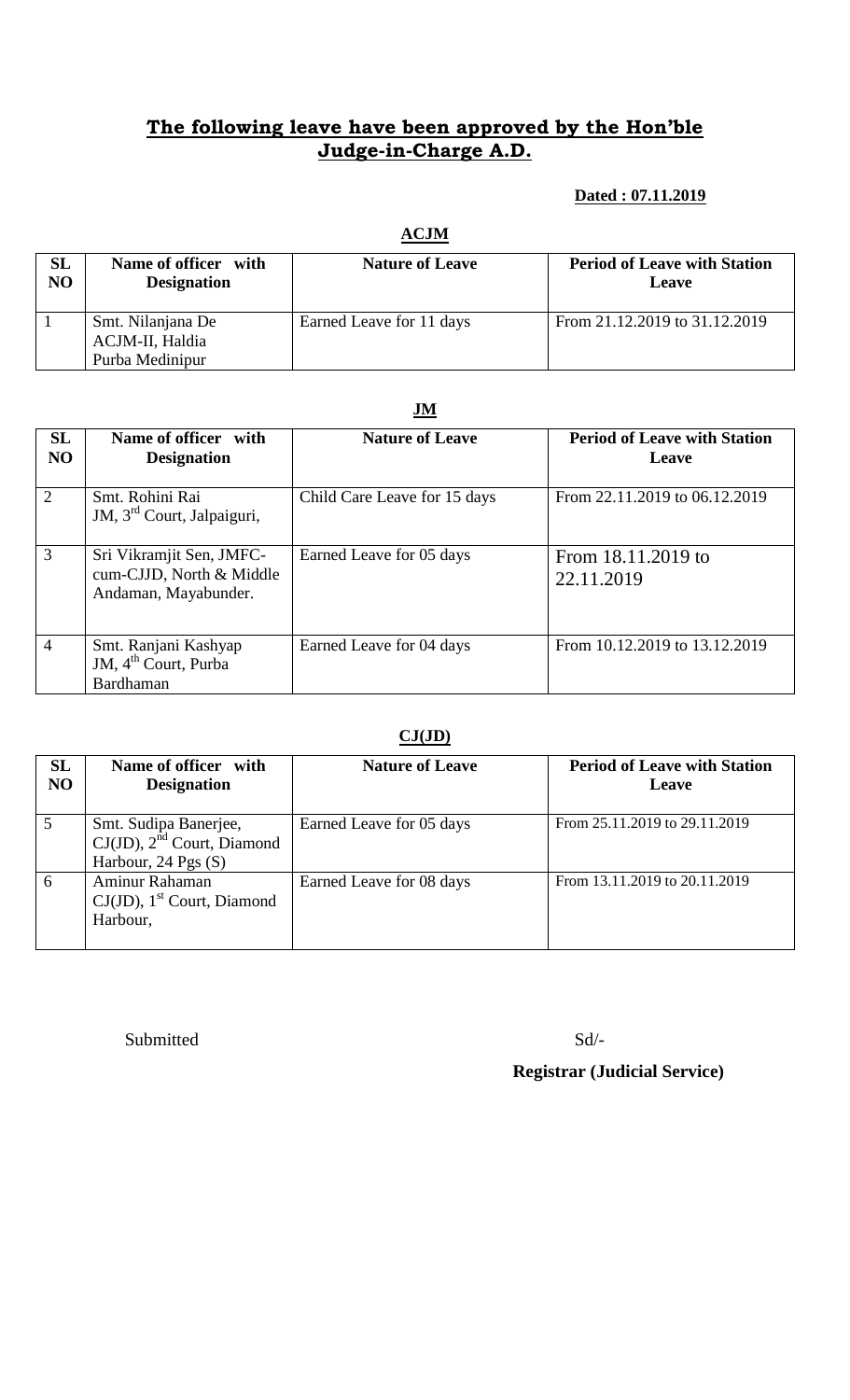## **The following leave have been approved by the Hon'ble Judge-in-Charge A.D.**

**Dated : 07.11.2019**

**ACJM**

| SL NO | Name of officer with Designation | Nature of Leave | Period of Leave with Station Leave |
|---|---|---|---|
| 1 | Smt. Nilanjana De ACJM-II, Haldia Purba Medinipur | Earned Leave for 11 days | From 21.12.2019 to 31.12.2019 |

**JM**

| SL NO | Name of officer with Designation | Nature of Leave | Period of Leave with Station Leave |
|---|---|---|---|
| 2 | Smt. Rohini Rai JM, 3rd Court, Jalpaiguri, | Child Care Leave for 15 days | From 22.11.2019 to 06.12.2019 |
| 3 | Sri Vikramjit Sen, JMFC-cum-CJJD, North & Middle Andaman, Mayabunder. | Earned Leave for 05 days | From 18.11.2019 to 22.11.2019 |
| 4 | Smt. Ranjani Kashyap JM, 4th Court, Purba Bardhaman | Earned Leave for 04 days | From 10.12.2019 to 13.12.2019 |

**CJ(JD)**

| SL NO | Name of officer with Designation | Nature of Leave | Period of Leave with Station Leave |
|---|---|---|---|
| 5 | Smt. Sudipa Banerjee, CJ(JD), 2nd Court, Diamond Harbour, 24 Pgs (S) | Earned Leave for 05 days | From 25.11.2019 to 29.11.2019 |
| 6 | Aminur Rahaman CJ(JD), 1st Court, Diamond Harbour, | Earned Leave for 08 days | From 13.11.2019 to 20.11.2019 |

Submitted

Sd/-

**Registrar (Judicial Service)**